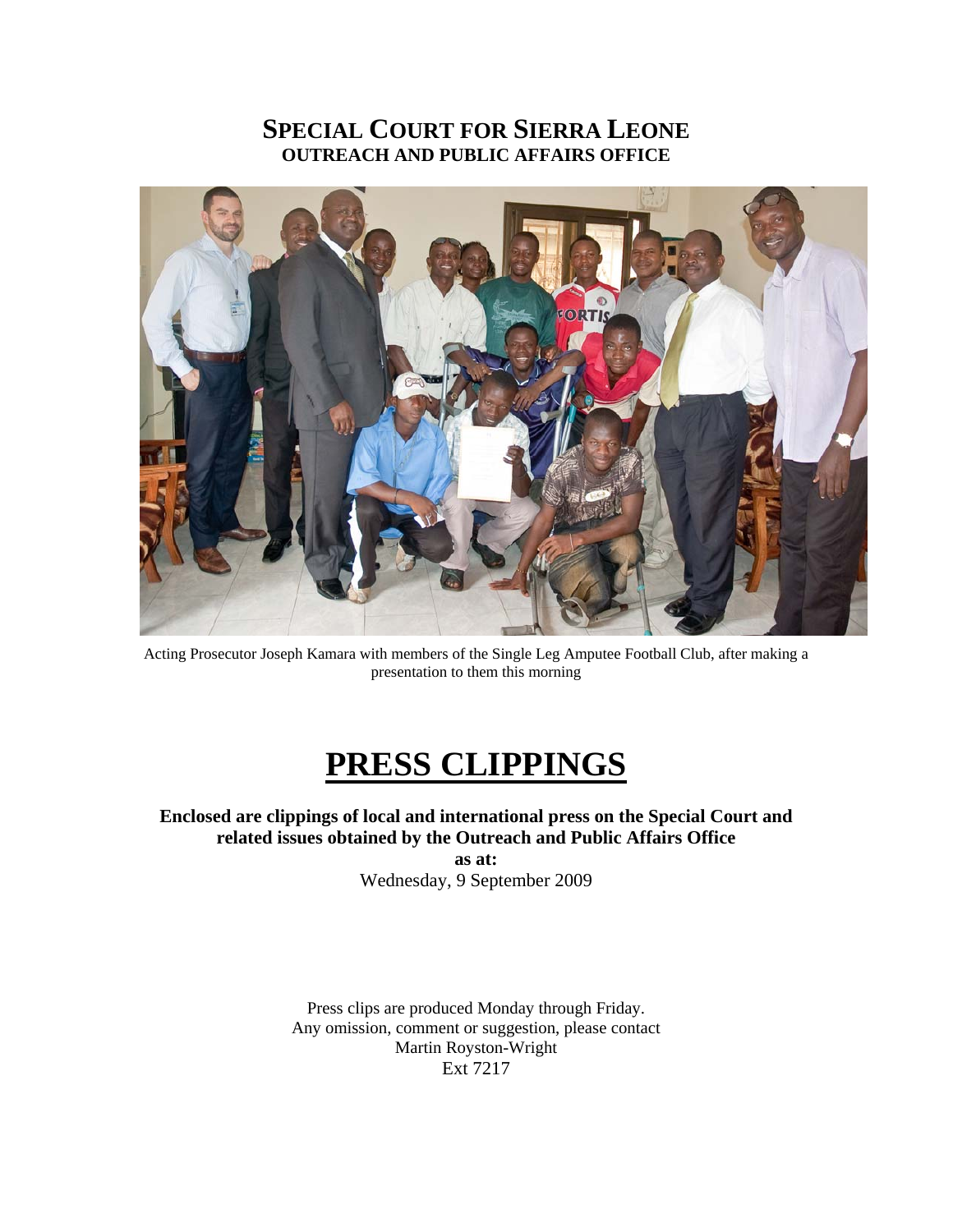# SPECIAL COURT FOR SIERRA LEONE
## OUTREACH AND PUBLIC AFFAIRS OFFICE

Acting Prosecutor Joseph Kamara with members of the Single Leg Amputee Football Club, after making a presentation to them this morning

# PRESS CLIPPINGS

**Enclosed are clippings of local and international press on the Special Court and related issues obtained by the Outreach and Public Affairs Office**

**as at:**

Wednesday, 9 September 2009

Press clips are produced Monday through Friday.
Any omission, comment or suggestion, please contact
Martin Royston-Wright
Ext 7217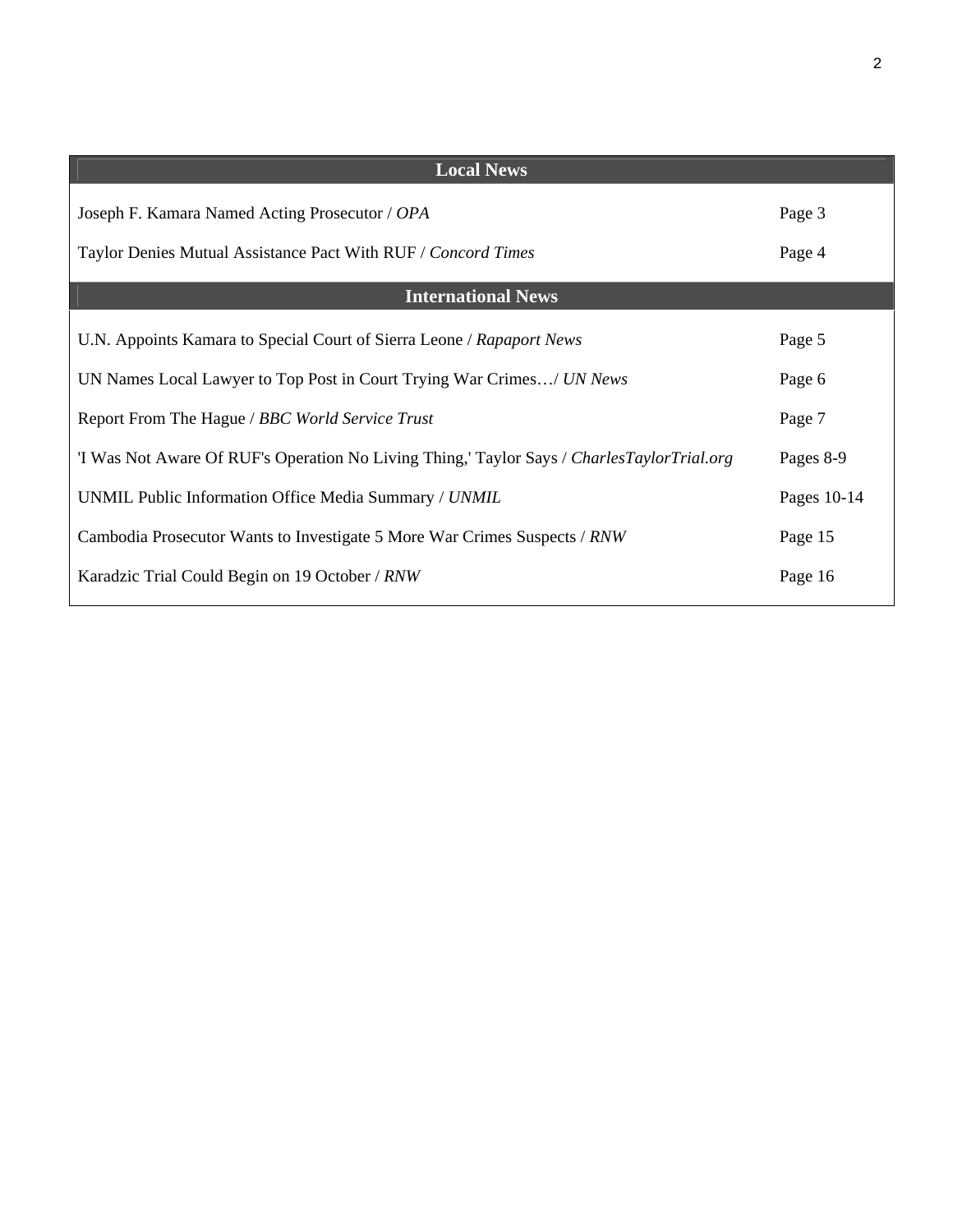| Local News | |
|---|---|
| Joseph F. Kamara Named Acting Prosecutor / *OPA* | Page 3 |
| Taylor Denies Mutual Assistance Pact With RUF / *Concord Times* | Page 4 |
| **International News** | |
| U.N. Appoints Kamara to Special Court of Sierra Leone / *Rapaport News* | Page 5 |
| UN Names Local Lawyer to Top Post in Court Trying War Crimes…/ *UN News* | Page 6 |
| Report From The Hague / *BBC World Service Trust* | Page 7 |
| 'I Was Not Aware Of RUF's Operation No Living Thing,' Taylor Says / *CharlesTaylorTrial.org* | Pages 8-9 |
| UNMIL Public Information Office Media Summary / *UNMIL* | Pages 10-14 |
| Cambodia Prosecutor Wants to Investigate 5 More War Crimes Suspects / *RNW* | Page 15 |
| Karadzic Trial Could Begin on 19 October / *RNW* | Page 16 |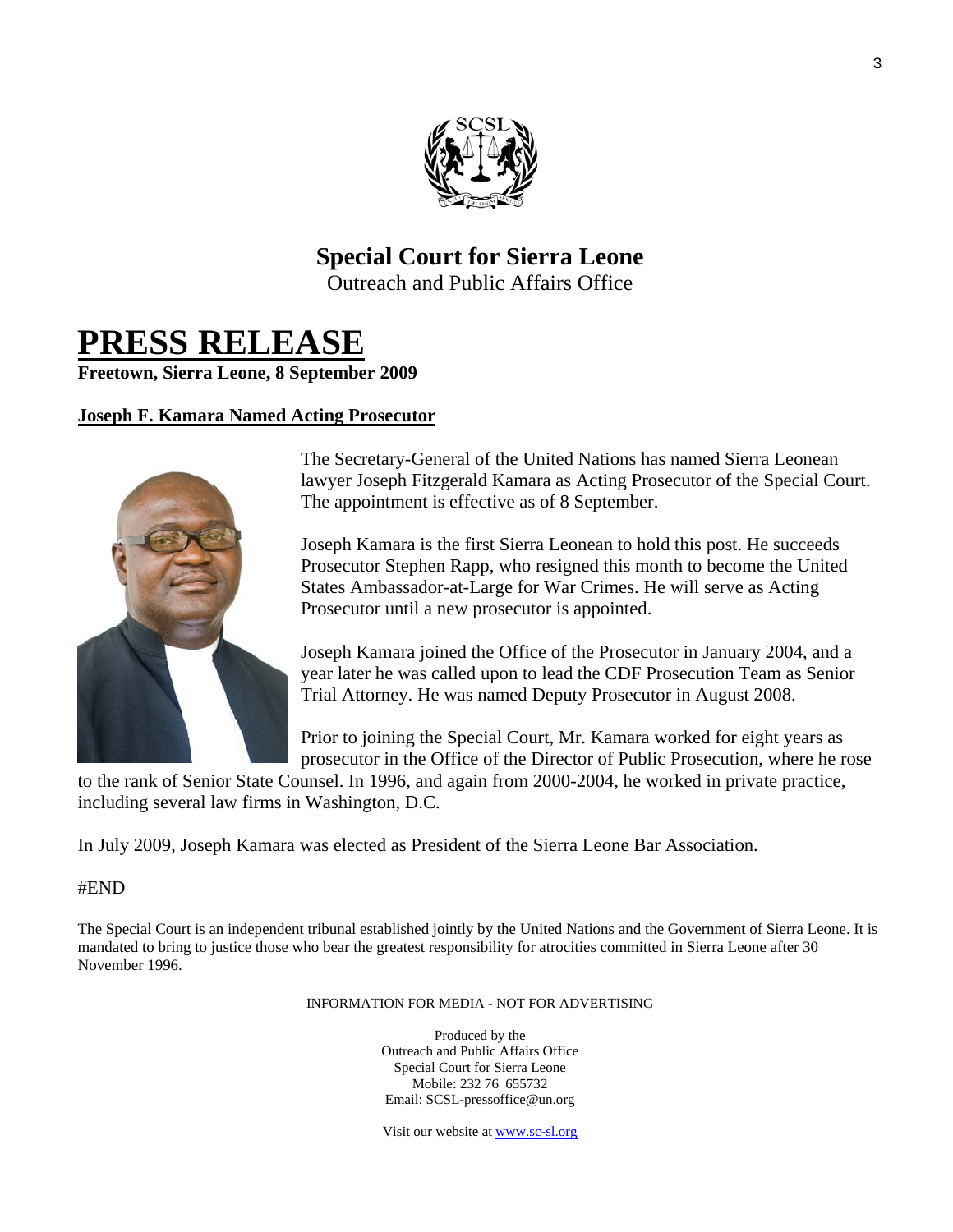# Special Court for Sierra Leone

Outreach and Public Affairs Office

# PRESS RELEASE

**Freetown, Sierra Leone, 8 September 2009**

**Joseph F. Kamara Named Acting Prosecutor**

The Secretary-General of the United Nations has named Sierra Leonean lawyer Joseph Fitzgerald Kamara as Acting Prosecutor of the Special Court. The appointment is effective as of 8 September.

Joseph Kamara is the first Sierra Leonean to hold this post. He succeeds Prosecutor Stephen Rapp, who resigned this month to become the United States Ambassador-at-Large for War Crimes. He will serve as Acting Prosecutor until a new prosecutor is appointed.

Joseph Kamara joined the Office of the Prosecutor in January 2004, and a year later he was called upon to lead the CDF Prosecution Team as Senior Trial Attorney. He was named Deputy Prosecutor in August 2008.

Prior to joining the Special Court, Mr. Kamara worked for eight years as prosecutor in the Office of the Director of Public Prosecution, where he rose to the rank of Senior State Counsel. In 1996, and again from 2000-2004, he worked in private practice, including several law firms in Washington, D.C.

In July 2009, Joseph Kamara was elected as President of the Sierra Leone Bar Association.

#END

The Special Court is an independent tribunal established jointly by the United Nations and the Government of Sierra Leone. It is mandated to bring to justice those who bear the greatest responsibility for atrocities committed in Sierra Leone after 30 November 1996.

INFORMATION FOR MEDIA - NOT FOR ADVERTISING

Produced by the
Outreach and Public Affairs Office
Special Court for Sierra Leone
Mobile: 232 76 655732
Email: SCSL-pressoffice@un.org

Visit our website at www.sc-sl.org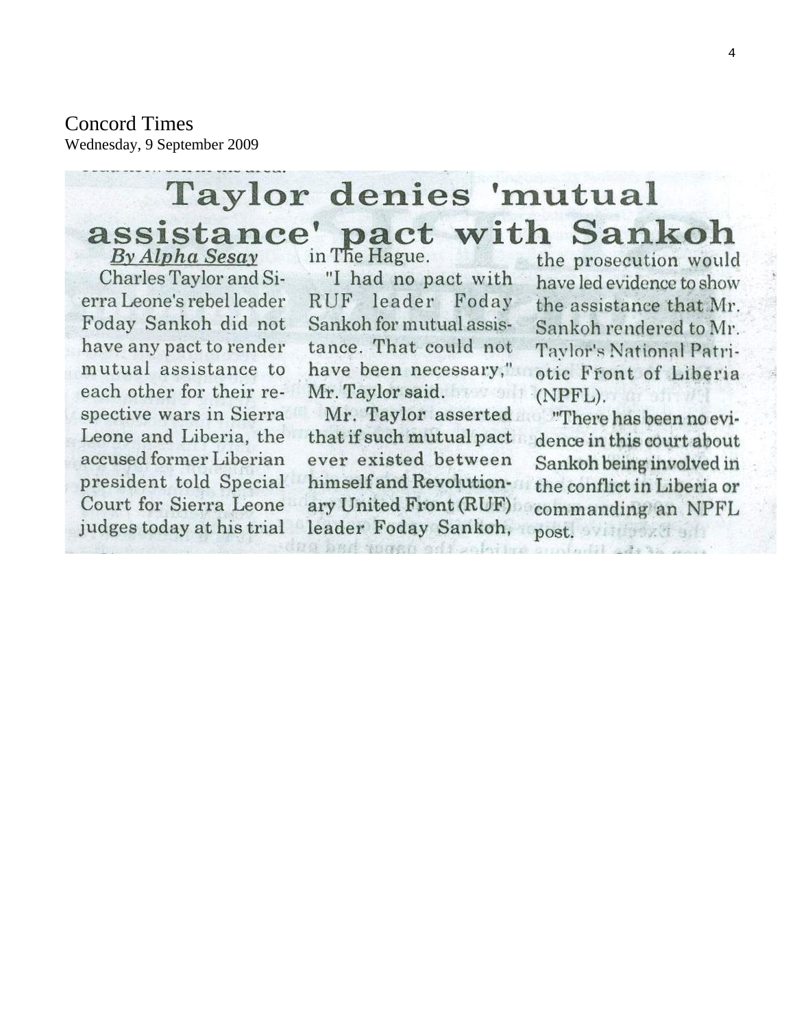Concord Times

Wednesday, 9 September 2009

# Taylor denies 'mutual assistance' pact with Sankoh

***By Alpha Sesay***

Charles Taylor and Sierra Leone's rebel leader Foday Sankoh did not have any pact to render mutual assistance to each other for their respective wars in Sierra Leone and Liberia, the accused former Liberian president told Special Court for Sierra Leone judges today at his trial in The Hague.

"I had no pact with RUF leader Foday Sankoh for mutual assistance. That could not have been necessary," Mr. Taylor said.

Mr. Taylor asserted that if such mutual pact ever existed between himself and Revolutionary United Front (RUF) leader Foday Sankoh, the prosecution would have led evidence to show the assistance that Mr. Sankoh rendered to Mr. Taylor's National Patriotic Front of Liberia (NPFL).

"There has been no evidence in this court about Sankoh being involved in the conflict in Liberia or commanding an NPFL post.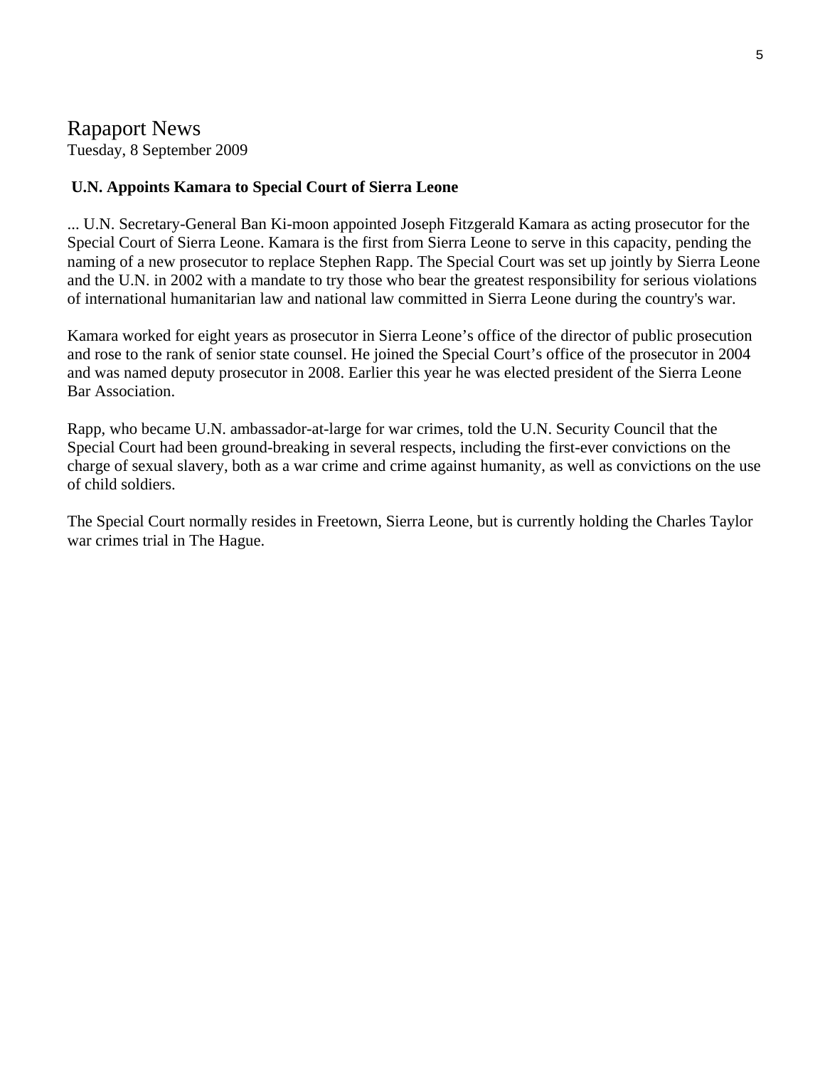# Rapaport News

Tuesday, 8 September 2009

**U.N. Appoints Kamara to Special Court of Sierra Leone**

... U.N. Secretary-General Ban Ki-moon appointed Joseph Fitzgerald Kamara as acting prosecutor for the Special Court of Sierra Leone. Kamara is the first from Sierra Leone to serve in this capacity, pending the naming of a new prosecutor to replace Stephen Rapp. The Special Court was set up jointly by Sierra Leone and the U.N. in 2002 with a mandate to try those who bear the greatest responsibility for serious violations of international humanitarian law and national law committed in Sierra Leone during the country's war.

Kamara worked for eight years as prosecutor in Sierra Leone's office of the director of public prosecution and rose to the rank of senior state counsel. He joined the Special Court's office of the prosecutor in 2004 and was named deputy prosecutor in 2008. Earlier this year he was elected president of the Sierra Leone Bar Association.

Rapp, who became U.N. ambassador-at-large for war crimes, told the U.N. Security Council that the Special Court had been ground-breaking in several respects, including the first-ever convictions on the charge of sexual slavery, both as a war crime and crime against humanity, as well as convictions on the use of child soldiers.

The Special Court normally resides in Freetown, Sierra Leone, but is currently holding the Charles Taylor war crimes trial in The Hague.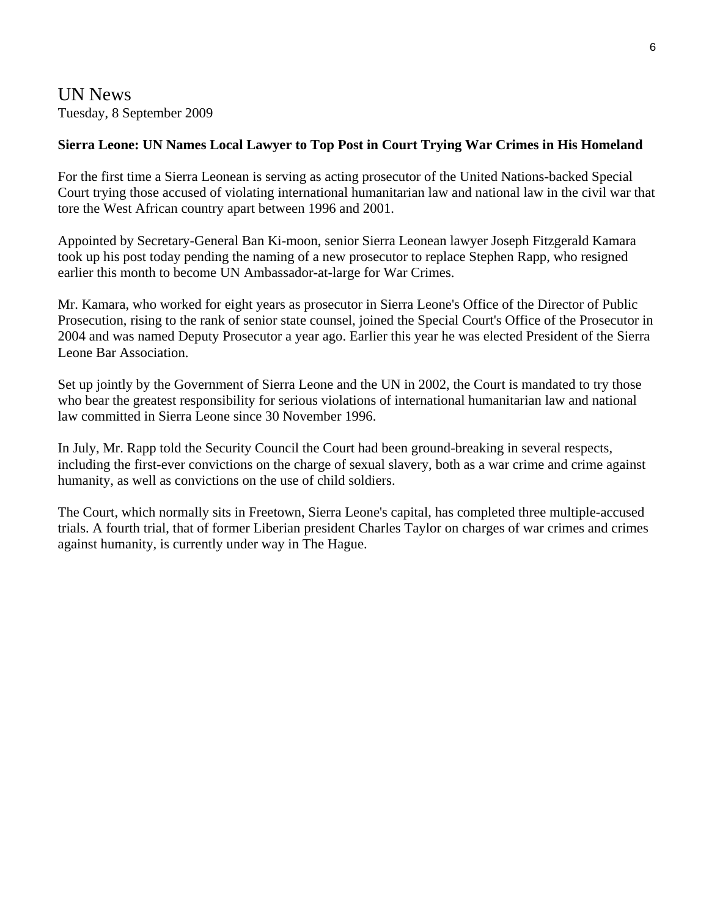## UN News

Tuesday, 8 September 2009

**Sierra Leone: UN Names Local Lawyer to Top Post in Court Trying War Crimes in His Homeland**

For the first time a Sierra Leonean is serving as acting prosecutor of the United Nations-backed Special Court trying those accused of violating international humanitarian law and national law in the civil war that tore the West African country apart between 1996 and 2001.

Appointed by Secretary-General Ban Ki-moon, senior Sierra Leonean lawyer Joseph Fitzgerald Kamara took up his post today pending the naming of a new prosecutor to replace Stephen Rapp, who resigned earlier this month to become UN Ambassador-at-large for War Crimes.

Mr. Kamara, who worked for eight years as prosecutor in Sierra Leone's Office of the Director of Public Prosecution, rising to the rank of senior state counsel, joined the Special Court's Office of the Prosecutor in 2004 and was named Deputy Prosecutor a year ago. Earlier this year he was elected President of the Sierra Leone Bar Association.

Set up jointly by the Government of Sierra Leone and the UN in 2002, the Court is mandated to try those who bear the greatest responsibility for serious violations of international humanitarian law and national law committed in Sierra Leone since 30 November 1996.

In July, Mr. Rapp told the Security Council the Court had been ground-breaking in several respects, including the first-ever convictions on the charge of sexual slavery, both as a war crime and crime against humanity, as well as convictions on the use of child soldiers.

The Court, which normally sits in Freetown, Sierra Leone's capital, has completed three multiple-accused trials. A fourth trial, that of former Liberian president Charles Taylor on charges of war crimes and crimes against humanity, is currently under way in The Hague.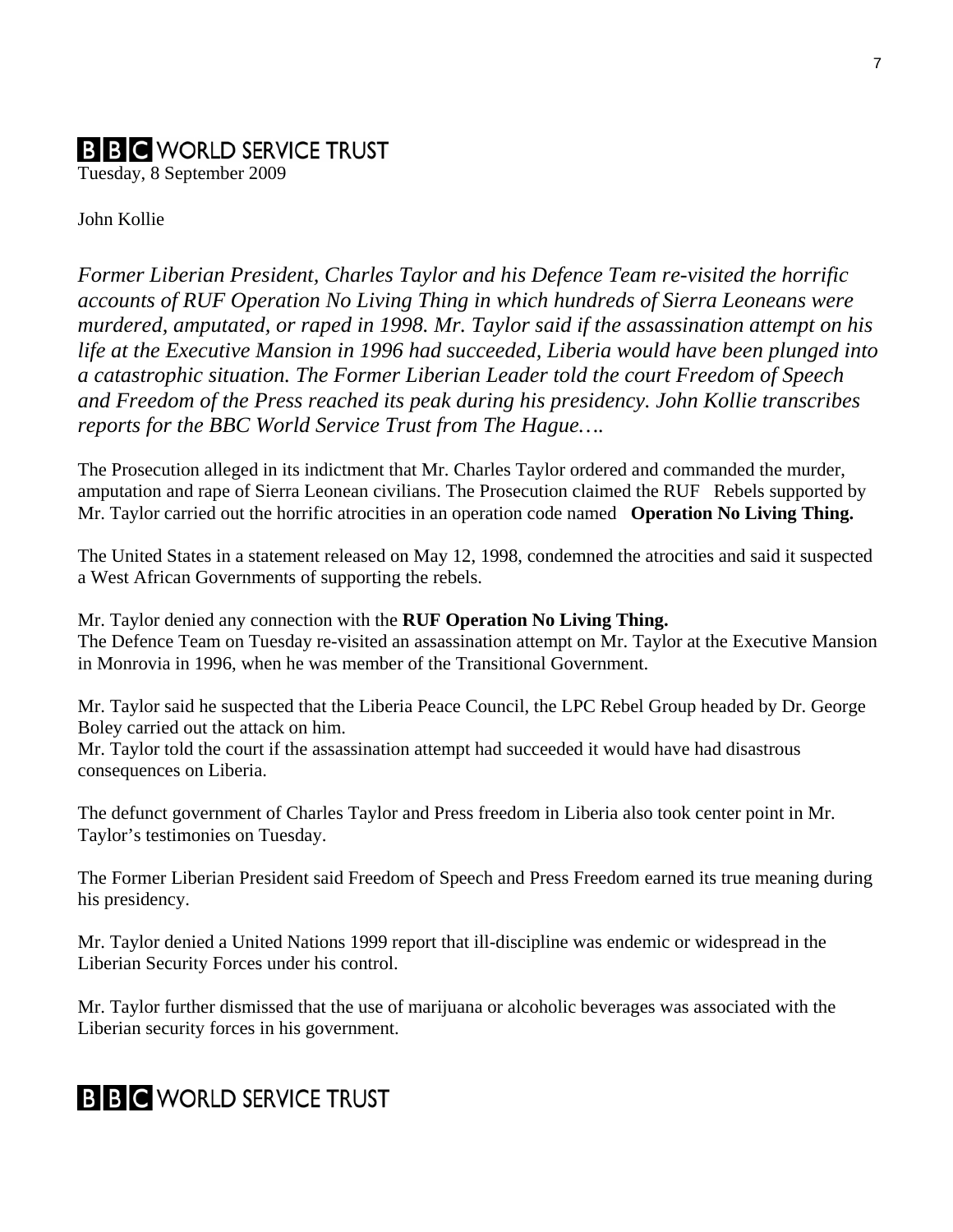# BBC WORLD SERVICE TRUST

Tuesday, 8 September 2009

John Kollie

*Former Liberian President, Charles Taylor and his Defence Team re-visited the horrific accounts of RUF Operation No Living Thing in which hundreds of Sierra Leoneans were murdered, amputated, or raped in 1998. Mr. Taylor said if the assassination attempt on his life at the Executive Mansion in 1996 had succeeded, Liberia would have been plunged into a catastrophic situation. The Former Liberian Leader told the court Freedom of Speech and Freedom of the Press reached its peak during his presidency. John Kollie transcribes reports for the BBC World Service Trust from The Hague….*

The Prosecution alleged in its indictment that Mr. Charles Taylor ordered and commanded the murder, amputation and rape of Sierra Leonean civilians. The Prosecution claimed the RUF Rebels supported by Mr. Taylor carried out the horrific atrocities in an operation code named **Operation No Living Thing.**

The United States in a statement released on May 12, 1998, condemned the atrocities and said it suspected a West African Governments of supporting the rebels.

Mr. Taylor denied any connection with the **RUF Operation No Living Thing.**
The Defence Team on Tuesday re-visited an assassination attempt on Mr. Taylor at the Executive Mansion in Monrovia in 1996, when he was member of the Transitional Government.

Mr. Taylor said he suspected that the Liberia Peace Council, the LPC Rebel Group headed by Dr. George Boley carried out the attack on him.
Mr. Taylor told the court if the assassination attempt had succeeded it would have had disastrous consequences on Liberia.

The defunct government of Charles Taylor and Press freedom in Liberia also took center point in Mr. Taylor's testimonies on Tuesday.

The Former Liberian President said Freedom of Speech and Press Freedom earned its true meaning during his presidency.

Mr. Taylor denied a United Nations 1999 report that ill-discipline was endemic or widespread in the Liberian Security Forces under his control.

Mr. Taylor further dismissed that the use of marijuana or alcoholic beverages was associated with the Liberian security forces in his government.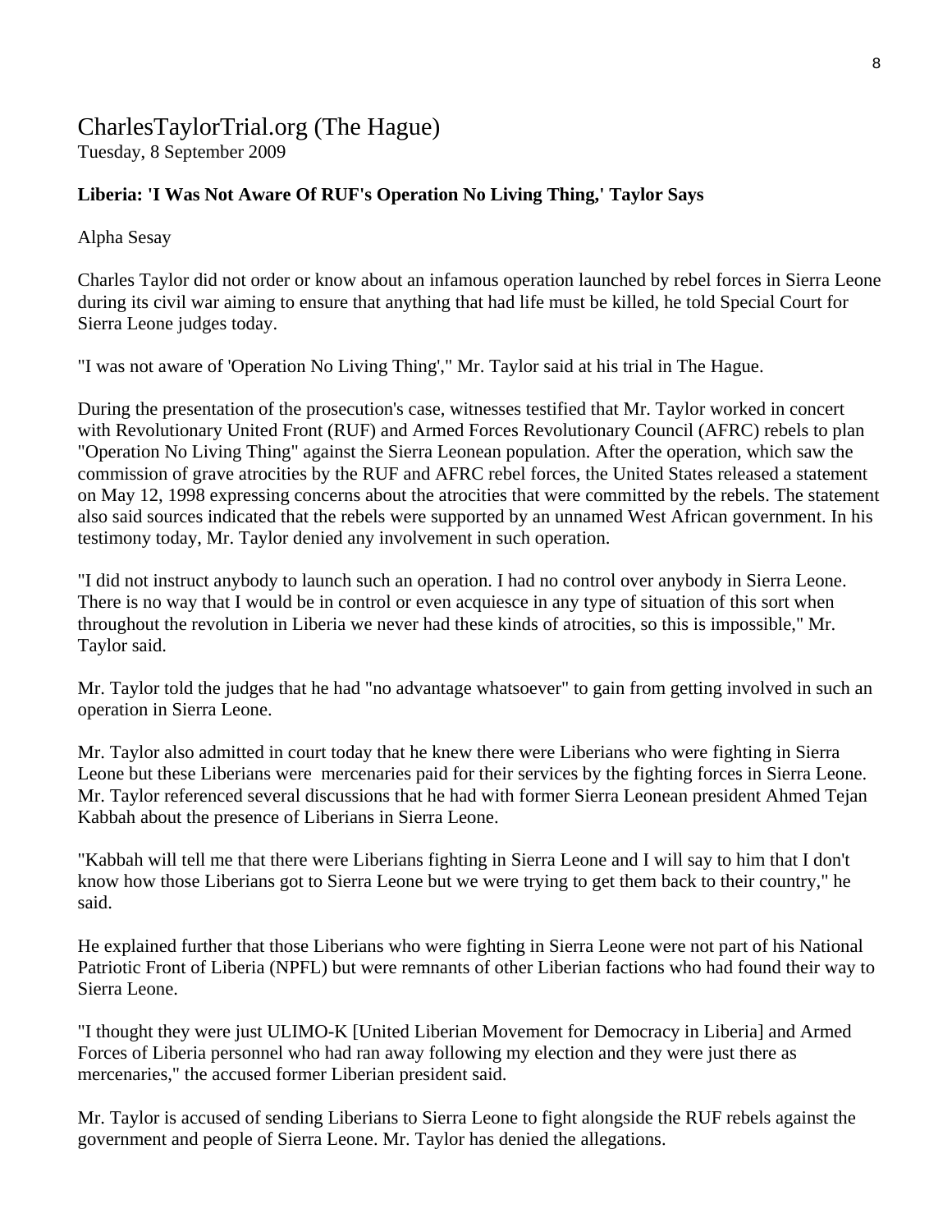CharlesTaylorTrial.org (The Hague)
Tuesday, 8 September 2009

**Liberia: 'I Was Not Aware Of RUF's Operation No Living Thing,' Taylor Says**

Alpha Sesay

Charles Taylor did not order or know about an infamous operation launched by rebel forces in Sierra Leone during its civil war aiming to ensure that anything that had life must be killed, he told Special Court for Sierra Leone judges today.

"I was not aware of 'Operation No Living Thing'," Mr. Taylor said at his trial in The Hague.

During the presentation of the prosecution's case, witnesses testified that Mr. Taylor worked in concert with Revolutionary United Front (RUF) and Armed Forces Revolutionary Council (AFRC) rebels to plan "Operation No Living Thing" against the Sierra Leonean population. After the operation, which saw the commission of grave atrocities by the RUF and AFRC rebel forces, the United States released a statement on May 12, 1998 expressing concerns about the atrocities that were committed by the rebels. The statement also said sources indicated that the rebels were supported by an unnamed West African government. In his testimony today, Mr. Taylor denied any involvement in such operation.

"I did not instruct anybody to launch such an operation. I had no control over anybody in Sierra Leone. There is no way that I would be in control or even acquiesce in any type of situation of this sort when throughout the revolution in Liberia we never had these kinds of atrocities, so this is impossible," Mr. Taylor said.

Mr. Taylor told the judges that he had "no advantage whatsoever" to gain from getting involved in such an operation in Sierra Leone.

Mr. Taylor also admitted in court today that he knew there were Liberians who were fighting in Sierra Leone but these Liberians were mercenaries paid for their services by the fighting forces in Sierra Leone. Mr. Taylor referenced several discussions that he had with former Sierra Leonean president Ahmed Tejan Kabbah about the presence of Liberians in Sierra Leone.

"Kabbah will tell me that there were Liberians fighting in Sierra Leone and I will say to him that I don't know how those Liberians got to Sierra Leone but we were trying to get them back to their country," he said.

He explained further that those Liberians who were fighting in Sierra Leone were not part of his National Patriotic Front of Liberia (NPFL) but were remnants of other Liberian factions who had found their way to Sierra Leone.

"I thought they were just ULIMO-K [United Liberian Movement for Democracy in Liberia] and Armed Forces of Liberia personnel who had ran away following my election and they were just there as mercenaries," the accused former Liberian president said.

Mr. Taylor is accused of sending Liberians to Sierra Leone to fight alongside the RUF rebels against the government and people of Sierra Leone. Mr. Taylor has denied the allegations.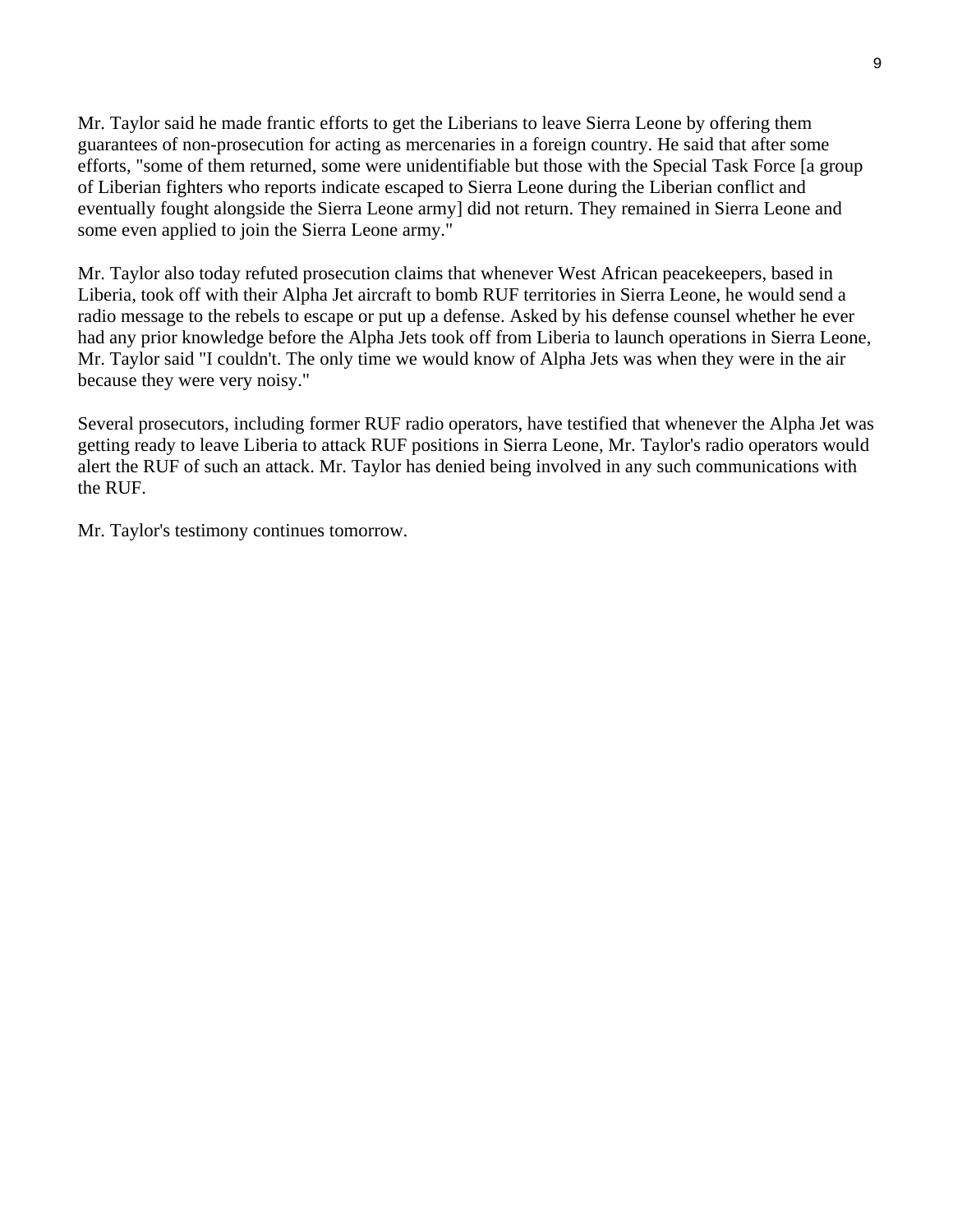Mr. Taylor said he made frantic efforts to get the Liberians to leave Sierra Leone by offering them guarantees of non-prosecution for acting as mercenaries in a foreign country. He said that after some efforts, "some of them returned, some were unidentifiable but those with the Special Task Force [a group of Liberian fighters who reports indicate escaped to Sierra Leone during the Liberian conflict and eventually fought alongside the Sierra Leone army] did not return. They remained in Sierra Leone and some even applied to join the Sierra Leone army."

Mr. Taylor also today refuted prosecution claims that whenever West African peacekeepers, based in Liberia, took off with their Alpha Jet aircraft to bomb RUF territories in Sierra Leone, he would send a radio message to the rebels to escape or put up a defense. Asked by his defense counsel whether he ever had any prior knowledge before the Alpha Jets took off from Liberia to launch operations in Sierra Leone, Mr. Taylor said "I couldn't. The only time we would know of Alpha Jets was when they were in the air because they were very noisy."

Several prosecutors, including former RUF radio operators, have testified that whenever the Alpha Jet was getting ready to leave Liberia to attack RUF positions in Sierra Leone, Mr. Taylor's radio operators would alert the RUF of such an attack. Mr. Taylor has denied being involved in any such communications with the RUF.

Mr. Taylor's testimony continues tomorrow.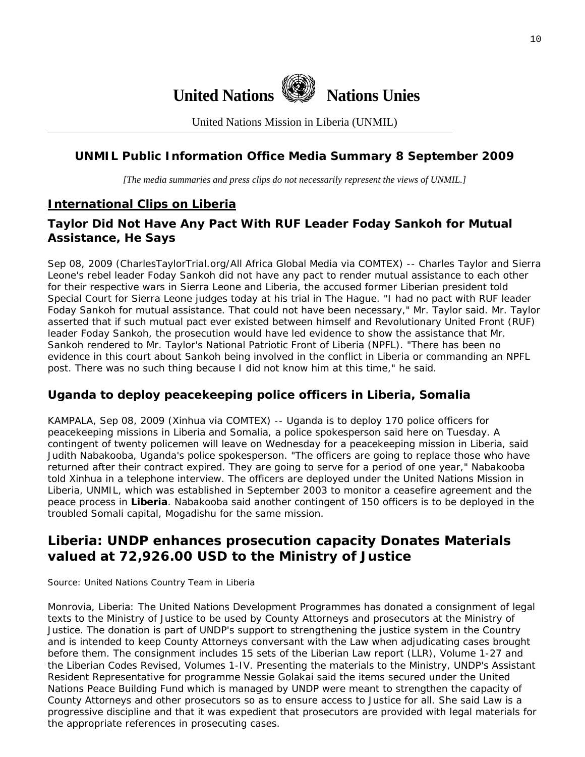# United Nations Nations Unies

United Nations Mission in Liberia (UNMIL)

## UNMIL Public Information Office Media Summary 8 September 2009

*[The media summaries and press clips do not necessarily represent the views of UNMIL.]*

## International Clips on Liberia

### Taylor Did Not Have Any Pact With RUF Leader Foday Sankoh for Mutual Assistance, He Says

Sep 08, 2009 (CharlesTaylorTrial.org/All Africa Global Media via COMTEX) -- Charles Taylor and Sierra Leone's rebel leader Foday Sankoh did not have any pact to render mutual assistance to each other for their respective wars in Sierra Leone and Liberia, the accused former Liberian president told Special Court for Sierra Leone judges today at his trial in The Hague. "I had no pact with RUF leader Foday Sankoh for mutual assistance. That could not have been necessary," Mr. Taylor said. Mr. Taylor asserted that if such mutual pact ever existed between himself and Revolutionary United Front (RUF) leader Foday Sankoh, the prosecution would have led evidence to show the assistance that Mr. Sankoh rendered to Mr. Taylor's National Patriotic Front of Liberia (NPFL). "There has been no evidence in this court about Sankoh being involved in the conflict in Liberia or commanding an NPFL post. There was no such thing because I did not know him at this time," he said.

### Uganda to deploy peacekeeping police officers in Liberia, Somalia

KAMPALA, Sep 08, 2009 (Xinhua via COMTEX) -- Uganda is to deploy 170 police officers for peacekeeping missions in Liberia and Somalia, a police spokesperson said here on Tuesday. A contingent of twenty policemen will leave on Wednesday for a peacekeeping mission in Liberia, said Judith Nabakooba, Uganda's police spokesperson. "The officers are going to replace those who have returned after their contract expired. They are going to serve for a period of one year," Nabakooba told Xinhua in a telephone interview. The officers are deployed under the United Nations Mission in Liberia, UNMIL, which was established in September 2003 to monitor a ceasefire agreement and the peace process in **Liberia**. Nabakooba said another contingent of 150 officers is to be deployed in the troubled Somali capital, Mogadishu for the same mission.

## Liberia: UNDP enhances prosecution capacity Donates Materials valued at 72,926.00 USD to the Ministry of Justice

Source: United Nations Country Team in Liberia

Monrovia, Liberia: The United Nations Development Programmes has donated a consignment of legal texts to the Ministry of Justice to be used by County Attorneys and prosecutors at the Ministry of Justice. The donation is part of UNDP's support to strengthening the justice system in the Country and is intended to keep County Attorneys conversant with the Law when adjudicating cases brought before them. The consignment includes 15 sets of the Liberian Law report (LLR), Volume 1-27 and the Liberian Codes Revised, Volumes 1-IV. Presenting the materials to the Ministry, UNDP's Assistant Resident Representative for programme Nessie Golakai said the items secured under the United Nations Peace Building Fund which is managed by UNDP were meant to strengthen the capacity of County Attorneys and other prosecutors so as to ensure access to Justice for all. She said Law is a progressive discipline and that it was expedient that prosecutors are provided with legal materials for the appropriate references in prosecuting cases.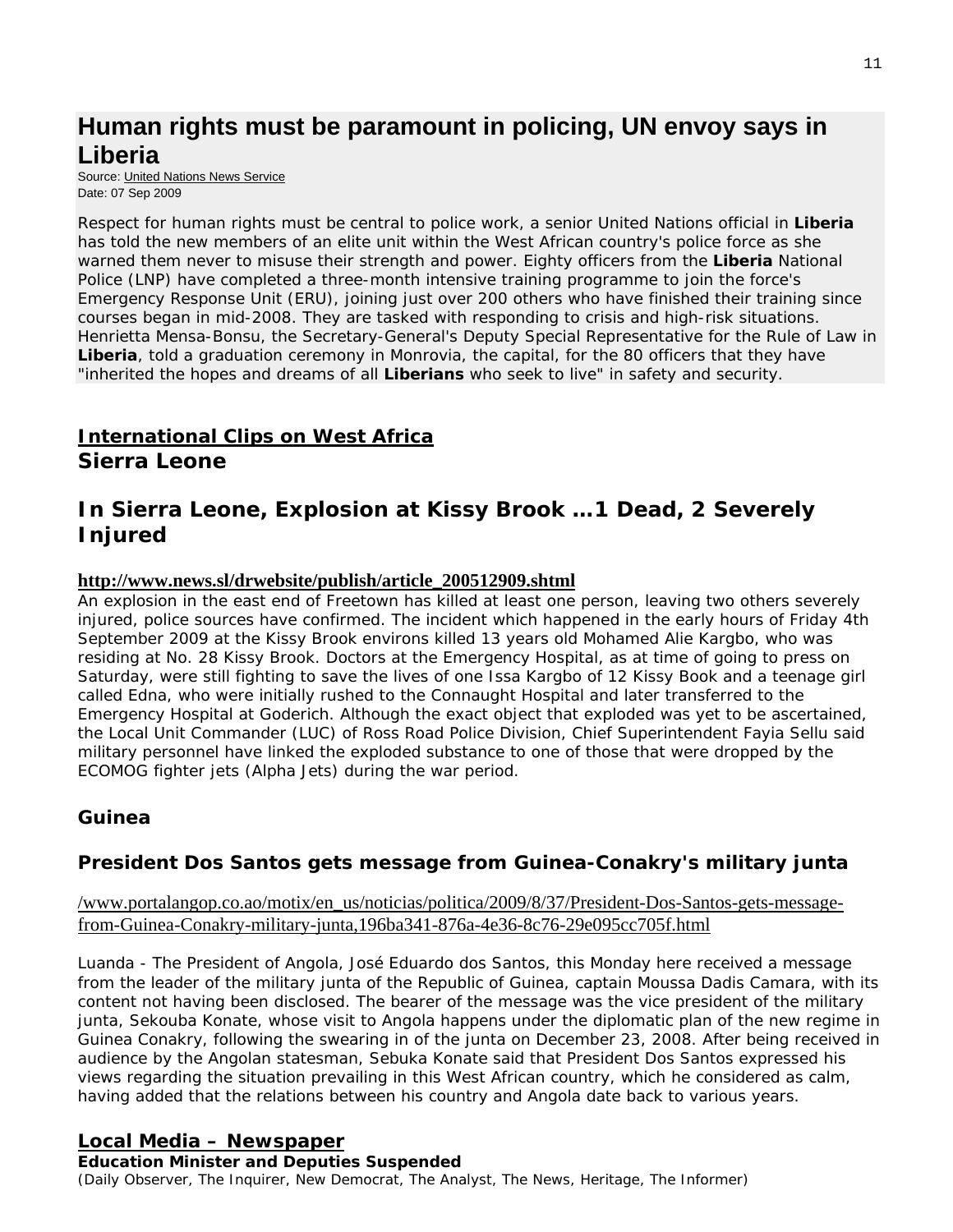# Human rights must be paramount in policing, UN envoy says in Liberia

Source: United Nations News Service
Date: 07 Sep 2009

Respect for human rights must be central to police work, a senior United Nations official in **Liberia** has told the new members of an elite unit within the West African country's police force as she warned them never to misuse their strength and power. Eighty officers from the **Liberia** National Police (LNP) have completed a three-month intensive training programme to join the force's Emergency Response Unit (ERU), joining just over 200 others who have finished their training since courses began in mid-2008. They are tasked with responding to crisis and high-risk situations. Henrietta Mensa-Bonsu, the Secretary-General's Deputy Special Representative for the Rule of Law in **Liberia**, told a graduation ceremony in Monrovia, the capital, for the 80 officers that they have "inherited the hopes and dreams of all **Liberians** who seek to live" in safety and security.

## International Clips on West Africa

## Sierra Leone

## In Sierra Leone, Explosion at Kissy Brook …1 Dead, 2 Severely Injured

**http://www.news.sl/drwebsite/publish/article_200512909.shtml**

An explosion in the east end of Freetown has killed at least one person, leaving two others severely injured, police sources have confirmed. The incident which happened in the early hours of Friday 4th September 2009 at the Kissy Brook environs killed 13 years old Mohamed Alie Kargbo, who was residing at No. 28 Kissy Brook. Doctors at the Emergency Hospital, as at time of going to press on Saturday, were still fighting to save the lives of one Issa Kargbo of 12 Kissy Book and a teenage girl called Edna, who were initially rushed to the Connaught Hospital and later transferred to the Emergency Hospital at Goderich. Although the exact object that exploded was yet to be ascertained, the Local Unit Commander (LUC) of Ross Road Police Division, Chief Superintendent Fayia Sellu said military personnel have linked the exploded substance to one of those that were dropped by the ECOMOG fighter jets (Alpha Jets) during the war period.

## Guinea

## President Dos Santos gets message from Guinea-Conakry's military junta

/www.portalangop.co.ao/motix/en_us/noticias/politica/2009/8/37/President-Dos-Santos-gets-message-from-Guinea-Conakry-military-junta,196ba341-876a-4e36-8c76-29e095cc705f.html

Luanda - The President of Angola, José Eduardo dos Santos, this Monday here received a message from the leader of the military junta of the Republic of Guinea, captain Moussa Dadis Camara, with its content not having been disclosed. The bearer of the message was the vice president of the military junta, Sekouba Konate, whose visit to Angola happens under the diplomatic plan of the new regime in Guinea Conakry, following the swearing in of the junta on December 23, 2008. After being received in audience by the Angolan statesman, Sebuka Konate said that President Dos Santos expressed his views regarding the situation prevailing in this West African country, which he considered as calm, having added that the relations between his country and Angola date back to various years.

## Local Media – Newspaper

**Education Minister and Deputies Suspended**
*(Daily Observer, The Inquirer, New Democrat, The Analyst, The News, Heritage, The Informer)*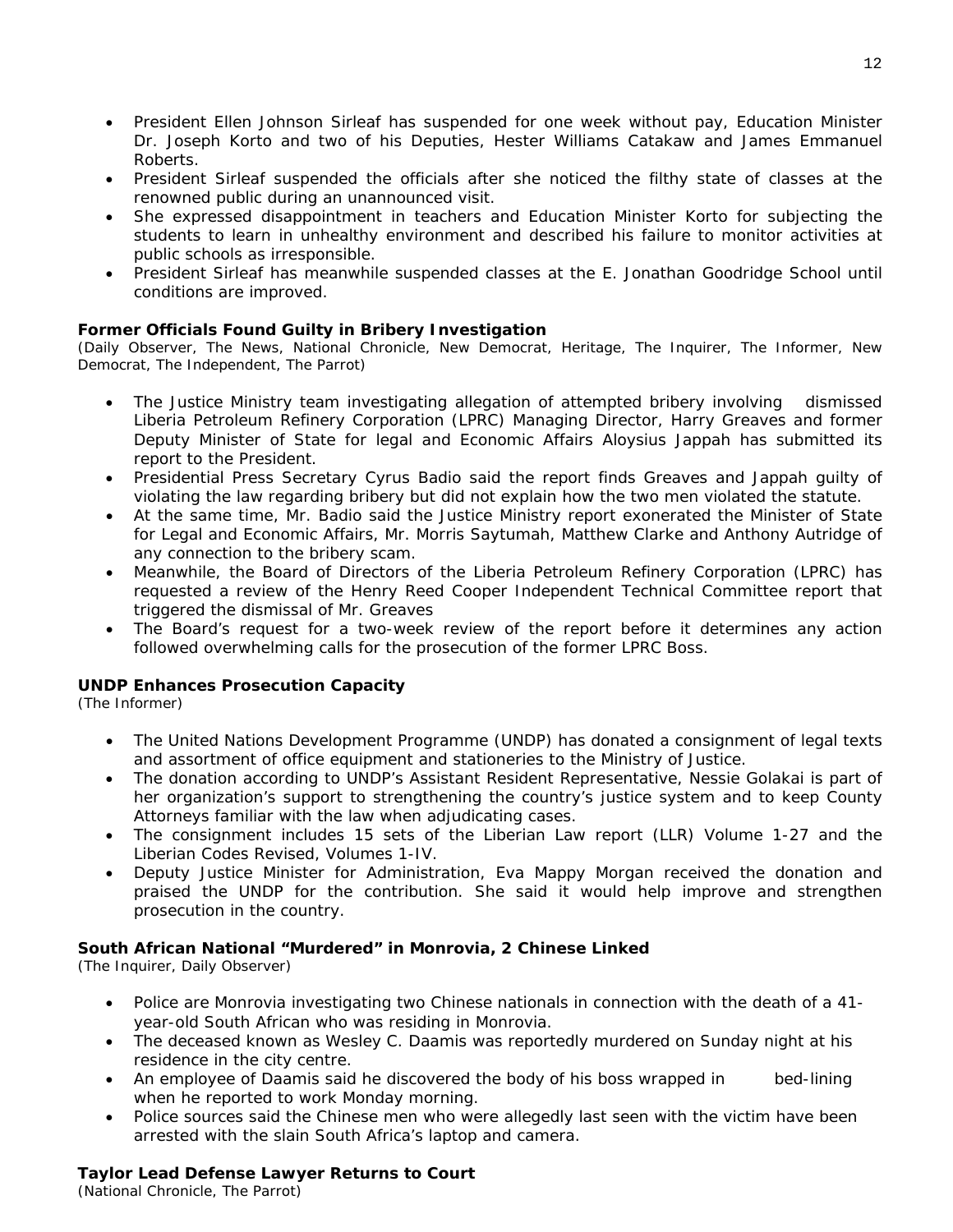- President Ellen Johnson Sirleaf has suspended for one week without pay, Education Minister Dr. Joseph Korto and two of his Deputies, Hester Williams Catakaw and James Emmanuel Roberts.
- President Sirleaf suspended the officials after she noticed the filthy state of classes at the renowned public during an unannounced visit.
- She expressed disappointment in teachers and Education Minister Korto for subjecting the students to learn in unhealthy environment and described his failure to monitor activities at public schools as irresponsible.
- President Sirleaf has meanwhile suspended classes at the E. Jonathan Goodridge School until conditions are improved.

**Former Officials Found Guilty in Bribery Investigation**
*(Daily Observer, The News, National Chronicle, New Democrat, Heritage, The Inquirer, The Informer, New Democrat, The Independent, The Parrot)*

- The Justice Ministry team investigating allegation of attempted bribery involving dismissed Liberia Petroleum Refinery Corporation (LPRC) Managing Director, Harry Greaves and former Deputy Minister of State for legal and Economic Affairs Aloysius Jappah has submitted its report to the President.
- Presidential Press Secretary Cyrus Badio said the report finds Greaves and Jappah guilty of violating the law regarding bribery but did not explain how the two men violated the statute.
- At the same time, Mr. Badio said the Justice Ministry report exonerated the Minister of State for Legal and Economic Affairs, Mr. Morris Saytumah, Matthew Clarke and Anthony Autridge of any connection to the bribery scam.
- Meanwhile, the Board of Directors of the Liberia Petroleum Refinery Corporation (LPRC) has requested a review of the Henry Reed Cooper Independent Technical Committee report that triggered the dismissal of Mr. Greaves
- The Board's request for a two-week review of the report before it determines any action followed overwhelming calls for the prosecution of the former LPRC Boss.

**UNDP Enhances Prosecution Capacity**
*(The Informer)*

- The United Nations Development Programme (UNDP) has donated a consignment of legal texts and assortment of office equipment and stationeries to the Ministry of Justice.
- The donation according to UNDP's Assistant Resident Representative, Nessie Golakai is part of her organization's support to strengthening the country's justice system and to keep County Attorneys familiar with the law when adjudicating cases.
- The consignment includes 15 sets of the Liberian Law report (LLR) Volume 1-27 and the Liberian Codes Revised, Volumes 1-IV.
- Deputy Justice Minister for Administration, Eva Mappy Morgan received the donation and praised the UNDP for the contribution. She said it would help improve and strengthen prosecution in the country.

**South African National "Murdered" in Monrovia, 2 Chinese Linked**
*(The Inquirer, Daily Observer)*

- Police are Monrovia investigating two Chinese nationals in connection with the death of a 41-year-old South African who was residing in Monrovia.
- The deceased known as Wesley C. Daamis was reportedly murdered on Sunday night at his residence in the city centre.
- An employee of Daamis said he discovered the body of his boss wrapped in bed-lining when he reported to work Monday morning.
- Police sources said the Chinese men who were allegedly last seen with the victim have been arrested with the slain South Africa's laptop and camera.

**Taylor Lead Defense Lawyer Returns to Court**
*(National Chronicle, The Parrot)*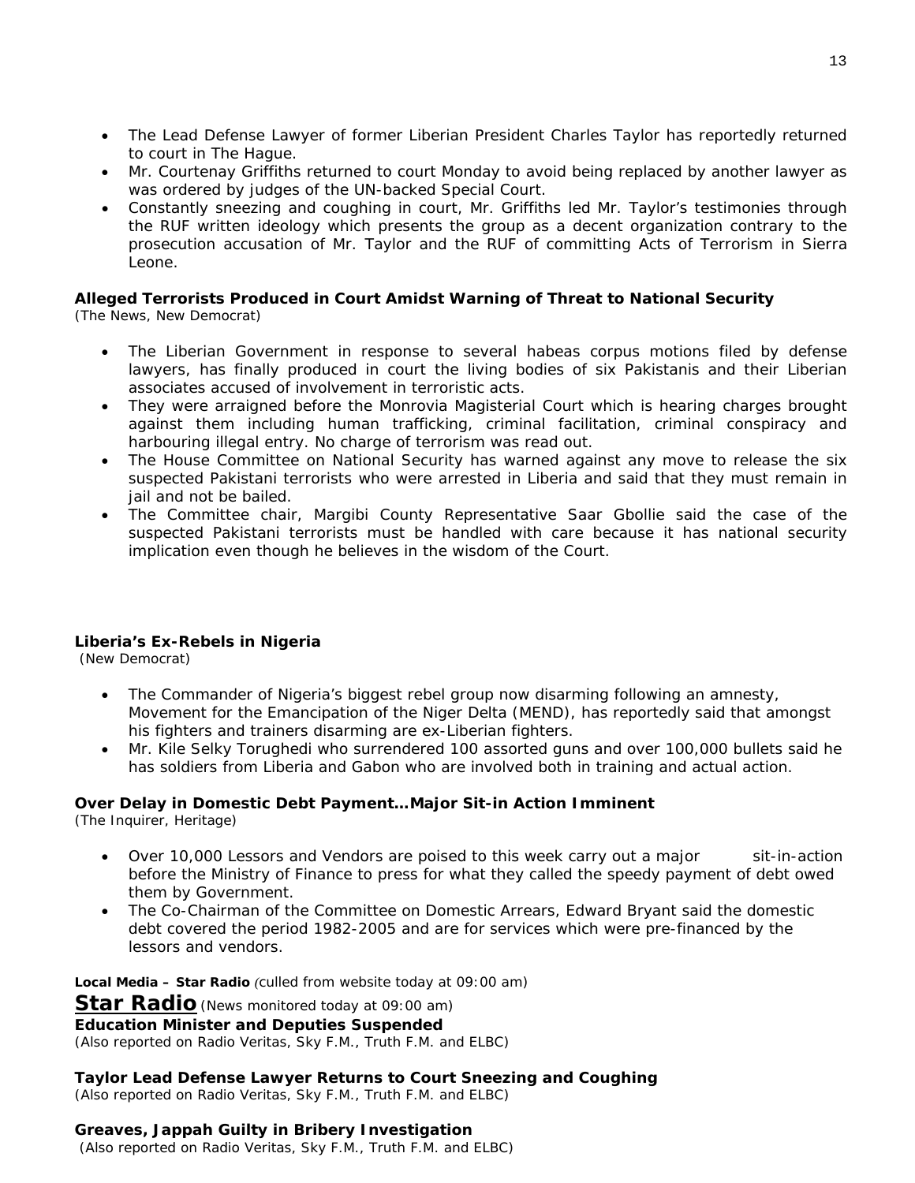- The Lead Defense Lawyer of former Liberian President Charles Taylor has reportedly returned to court in The Hague.
- Mr. Courtenay Griffiths returned to court Monday to avoid being replaced by another lawyer as was ordered by judges of the UN-backed Special Court.
- Constantly sneezing and coughing in court, Mr. Griffiths led Mr. Taylor's testimonies through the RUF written ideology which presents the group as a decent organization contrary to the prosecution accusation of Mr. Taylor and the RUF of committing Acts of Terrorism in Sierra Leone.

**Alleged Terrorists Produced in Court Amidst Warning of Threat to National Security**
*(The News, New Democrat)*

- The Liberian Government in response to several habeas corpus motions filed by defense lawyers, has finally produced in court the living bodies of six Pakistanis and their Liberian associates accused of involvement in terroristic acts.
- They were arraigned before the Monrovia Magisterial Court which is hearing charges brought against them including human trafficking, criminal facilitation, criminal conspiracy and harbouring illegal entry. No charge of terrorism was read out.
- The House Committee on National Security has warned against any move to release the six suspected Pakistani terrorists who were arrested in Liberia and said that they must remain in jail and not be bailed.
- The Committee chair, Margibi County Representative Saar Gbollie said the case of the suspected Pakistani terrorists must be handled with care because it has national security implication even though he believes in the wisdom of the Court.

**Liberia's Ex-Rebels in Nigeria**
*(New Democrat)*

- The Commander of Nigeria's biggest rebel group now disarming following an amnesty, Movement for the Emancipation of the Niger Delta (MEND), has reportedly said that amongst his fighters and trainers disarming are ex-Liberian fighters.
- Mr. Kile Selky Torughedi who surrendered 100 assorted guns and over 100,000 bullets said he has soldiers from Liberia and Gabon who are involved both in training and actual action.

**Over Delay in Domestic Debt Payment…Major Sit-in Action Imminent**
*(The Inquirer, Heritage)*

- Over 10,000 Lessors and Vendors are poised to this week carry out a major sit-in-action before the Ministry of Finance to press for what they called the speedy payment of debt owed them by Government.
- The Co-Chairman of the Committee on Domestic Arrears, Edward Bryant said the domestic debt covered the period 1982-2005 and are for services which were pre-financed by the lessors and vendors.

**Local Media – Star Radio** *(culled from website today at 09:00 am)*

## Star Radio *(News monitored today at 09:00 am)*

**Education Minister and Deputies Suspended**
*(Also reported on Radio Veritas, Sky F.M., Truth F.M. and ELBC)*

**Taylor Lead Defense Lawyer Returns to Court Sneezing and Coughing**
*(Also reported on Radio Veritas, Sky F.M., Truth F.M. and ELBC)*

**Greaves, Jappah Guilty in Bribery Investigation**
*(Also reported on Radio Veritas, Sky F.M., Truth F.M. and ELBC)*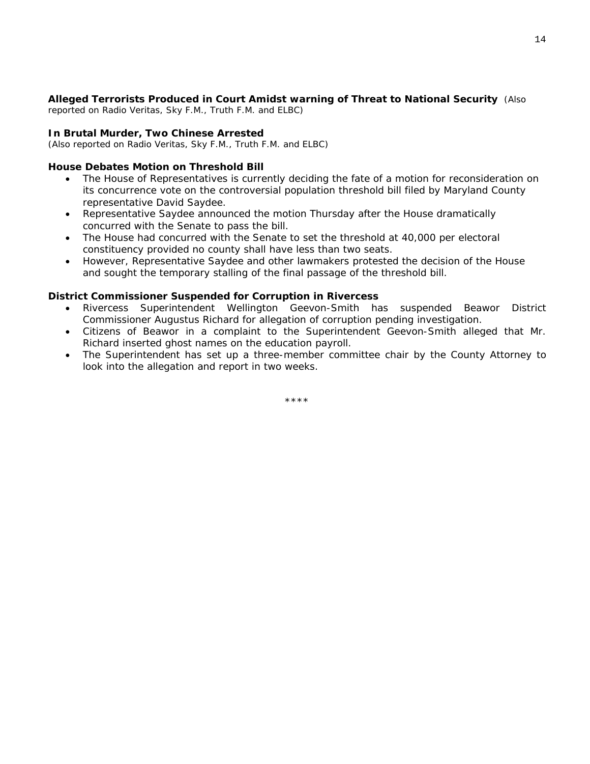**Alleged Terrorists Produced in Court Amidst warning of Threat to National Security** *(Also reported on Radio Veritas, Sky F.M., Truth F.M. and ELBC)*

**In Brutal Murder, Two Chinese Arrested**
*(Also reported on Radio Veritas, Sky F.M., Truth F.M. and ELBC)*

**House Debates Motion on Threshold Bill**

- The House of Representatives is currently deciding the fate of a motion for reconsideration on its concurrence vote on the controversial population threshold bill filed by Maryland County representative David Saydee.
- Representative Saydee announced the motion Thursday after the House dramatically concurred with the Senate to pass the bill.
- The House had concurred with the Senate to set the threshold at 40,000 per electoral constituency provided no county shall have less than two seats.
- However, Representative Saydee and other lawmakers protested the decision of the House and sought the temporary stalling of the final passage of the threshold bill.

**District Commissioner Suspended for Corruption in Rivercess**

- Rivercess Superintendent Wellington Geevon-Smith has suspended Beawor District Commissioner Augustus Richard for allegation of corruption pending investigation.
- Citizens of Beawor in a complaint to the Superintendent Geevon-Smith alleged that Mr. Richard inserted ghost names on the education payroll.
- The Superintendent has set up a three-member committee chair by the County Attorney to look into the allegation and report in two weeks.

\*\*\*\*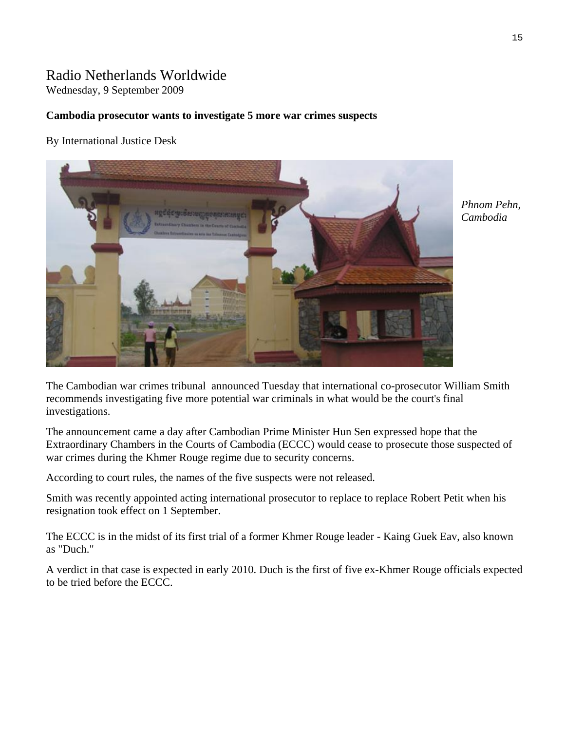# Radio Netherlands Worldwide

Wednesday, 9 September 2009

**Cambodia prosecutor wants to investigate 5 more war crimes suspects**

By International Justice Desk

*Phnom Pehn, Cambodia*

The Cambodian war crimes tribunal announced Tuesday that international co-prosecutor William Smith recommends investigating five more potential war criminals in what would be the court's final investigations.

The announcement came a day after Cambodian Prime Minister Hun Sen expressed hope that the Extraordinary Chambers in the Courts of Cambodia (ECCC) would cease to prosecute those suspected of war crimes during the Khmer Rouge regime due to security concerns.

According to court rules, the names of the five suspects were not released.

Smith was recently appointed acting international prosecutor to replace to replace Robert Petit when his resignation took effect on 1 September.

The ECCC is in the midst of its first trial of a former Khmer Rouge leader - Kaing Guek Eav, also known as "Duch."

A verdict in that case is expected in early 2010. Duch is the first of five ex-Khmer Rouge officials expected to be tried before the ECCC.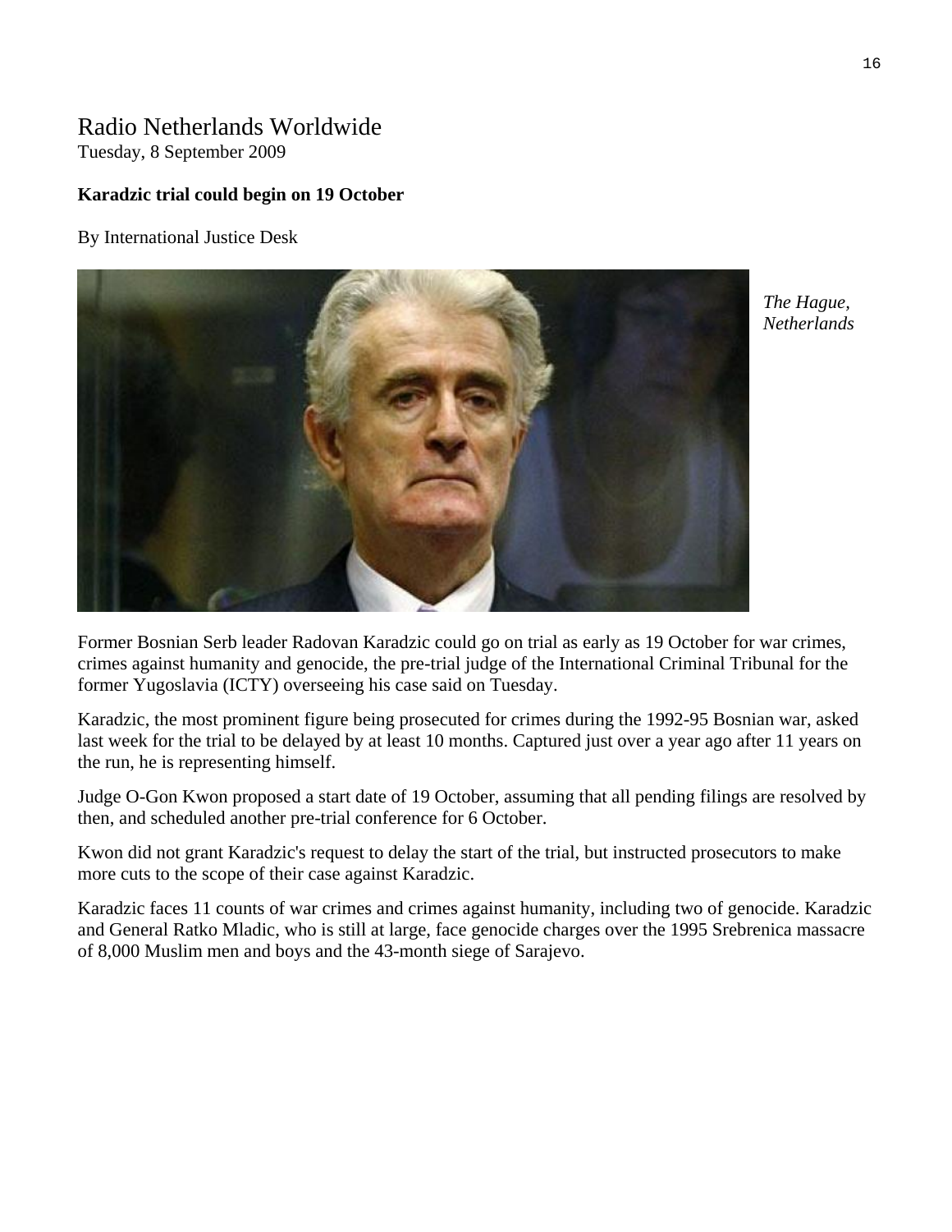# Radio Netherlands Worldwide

Tuesday, 8 September 2009

**Karadzic trial could begin on 19 October**

By International Justice Desk

*The Hague, Netherlands*

Former Bosnian Serb leader Radovan Karadzic could go on trial as early as 19 October for war crimes, crimes against humanity and genocide, the pre-trial judge of the International Criminal Tribunal for the former Yugoslavia (ICTY) overseeing his case said on Tuesday.

Karadzic, the most prominent figure being prosecuted for crimes during the 1992-95 Bosnian war, asked last week for the trial to be delayed by at least 10 months. Captured just over a year ago after 11 years on the run, he is representing himself.

Judge O-Gon Kwon proposed a start date of 19 October, assuming that all pending filings are resolved by then, and scheduled another pre-trial conference for 6 October.

Kwon did not grant Karadzic's request to delay the start of the trial, but instructed prosecutors to make more cuts to the scope of their case against Karadzic.

Karadzic faces 11 counts of war crimes and crimes against humanity, including two of genocide. Karadzic and General Ratko Mladic, who is still at large, face genocide charges over the 1995 Srebrenica massacre of 8,000 Muslim men and boys and the 43-month siege of Sarajevo.